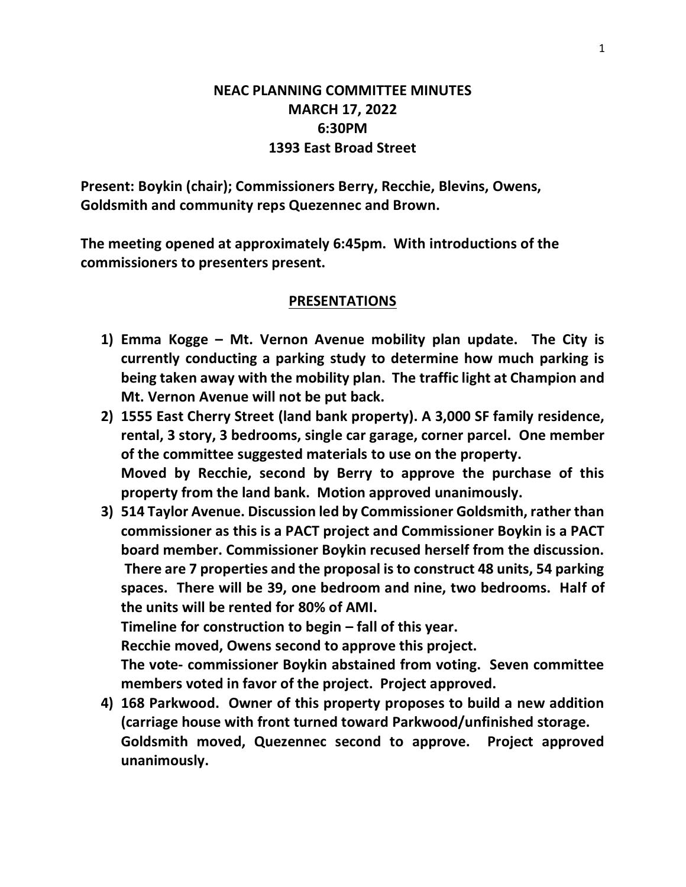# NEAC PLANNING COMMITTEE MINUTES
## MARCH 17, 2022
## 6:30PM
## 1393 East Broad Street

**Present: Boykin (chair); Commissioners Berry, Recchie, Blevins, Owens, Goldsmith and community reps Quezennec and Brown.**

**The meeting opened at approximately 6:45pm. With introductions of the commissioners to presenters present.**

## PRESENTATIONS

1) **Emma Kogge – Mt. Vernon Avenue mobility plan update. The City is currently conducting a parking study to determine how much parking is being taken away with the mobility plan. The traffic light at Champion and Mt. Vernon Avenue will not be put back.**
2) **1555 East Cherry Street (land bank property). A 3,000 SF family residence, rental, 3 story, 3 bedrooms, single car garage, corner parcel. One member of the committee suggested materials to use on the property.**
   **Moved by Recchie, second by Berry to approve the purchase of this property from the land bank. Motion approved unanimously.**
3) **514 Taylor Avenue. Discussion led by Commissioner Goldsmith, rather than commissioner as this is a PACT project and Commissioner Boykin is a PACT board member. Commissioner Boykin recused herself from the discussion. There are 7 properties and the proposal is to construct 48 units, 54 parking spaces. There will be 39, one bedroom and nine, two bedrooms. Half of the units will be rented for 80% of AMI.**
   **Timeline for construction to begin – fall of this year.**
   **Recchie moved, Owens second to approve this project.**
   **The vote- commissioner Boykin abstained from voting. Seven committee members voted in favor of the project. Project approved.**
4) **168 Parkwood. Owner of this property proposes to build a new addition (carriage house with front turned toward Parkwood/unfinished storage.**
   **Goldsmith moved, Quezennec second to approve. Project approved unanimously.**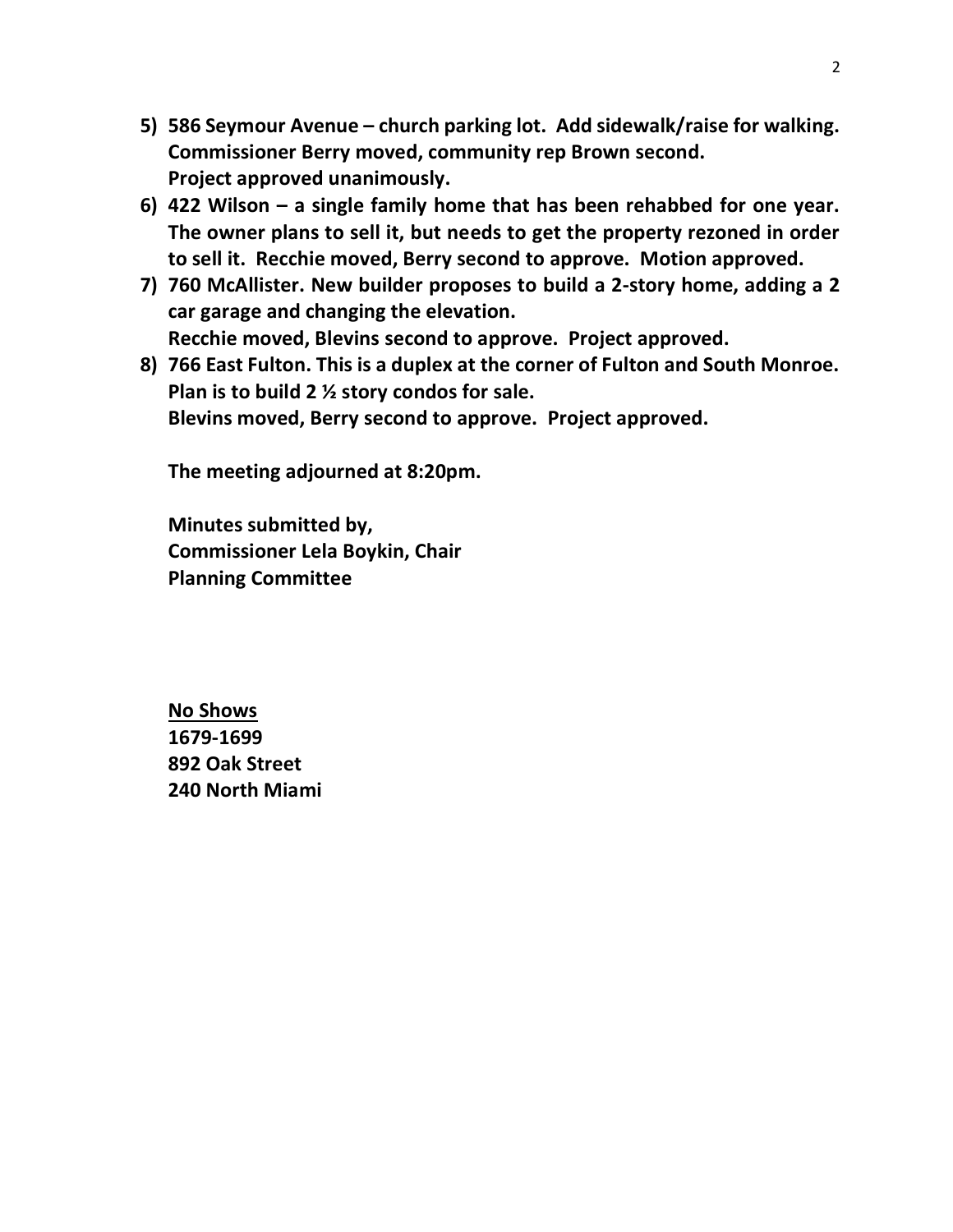5) **586 Seymour Avenue – church parking lot. Add sidewalk/raise for walking. Commissioner Berry moved, community rep Brown second. Project approved unanimously.**
6) **422 Wilson – a single family home that has been rehabbed for one year. The owner plans to sell it, but needs to get the property rezoned in order to sell it. Recchie moved, Berry second to approve. Motion approved.**
7) **760 McAllister. New builder proposes to build a 2-story home, adding a 2 car garage and changing the elevation. Recchie moved, Blevins second to approve. Project approved.**
8) **766 East Fulton. This is a duplex at the corner of Fulton and South Monroe. Plan is to build 2 ½ story condos for sale. Blevins moved, Berry second to approve. Project approved.**

**The meeting adjourned at 8:20pm.**

**Minutes submitted by,**
**Commissioner Lela Boykin, Chair**
**Planning Committee**

**<u>No Shows</u>**
**1679-1699**
**892 Oak Street**
**240 North Miami**